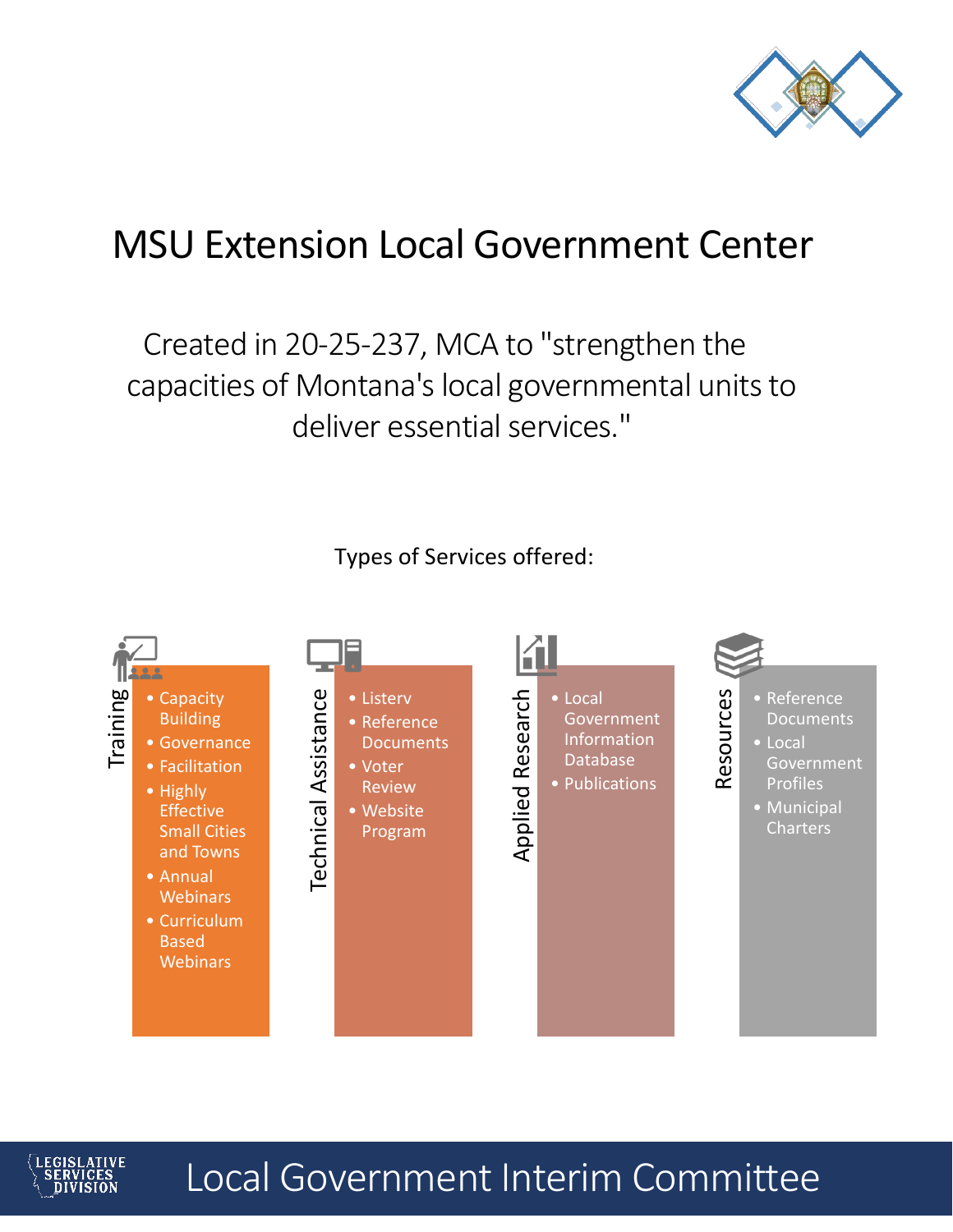# MSU Extension Local Government Center

Created in 20-25-237, MCA to "strengthen the capacities of Montana's local governmental units to deliver essential services."

Types of Services offered:

**Training**

- Capacity Building
- Governance
- Facilitation
- Highly Effective Small Cities and Towns
- Annual Webinars
- Curriculum Based Webinars

**Technical Assistance**

- Listerv
- Reference Documents
- Voter Review
- Website Program

**Applied Research**

- Local Government Information Database
- Publications

**Resources**

- Reference Documents
- Local Government Profiles
- Municipal Charters

Local Government Interim Committee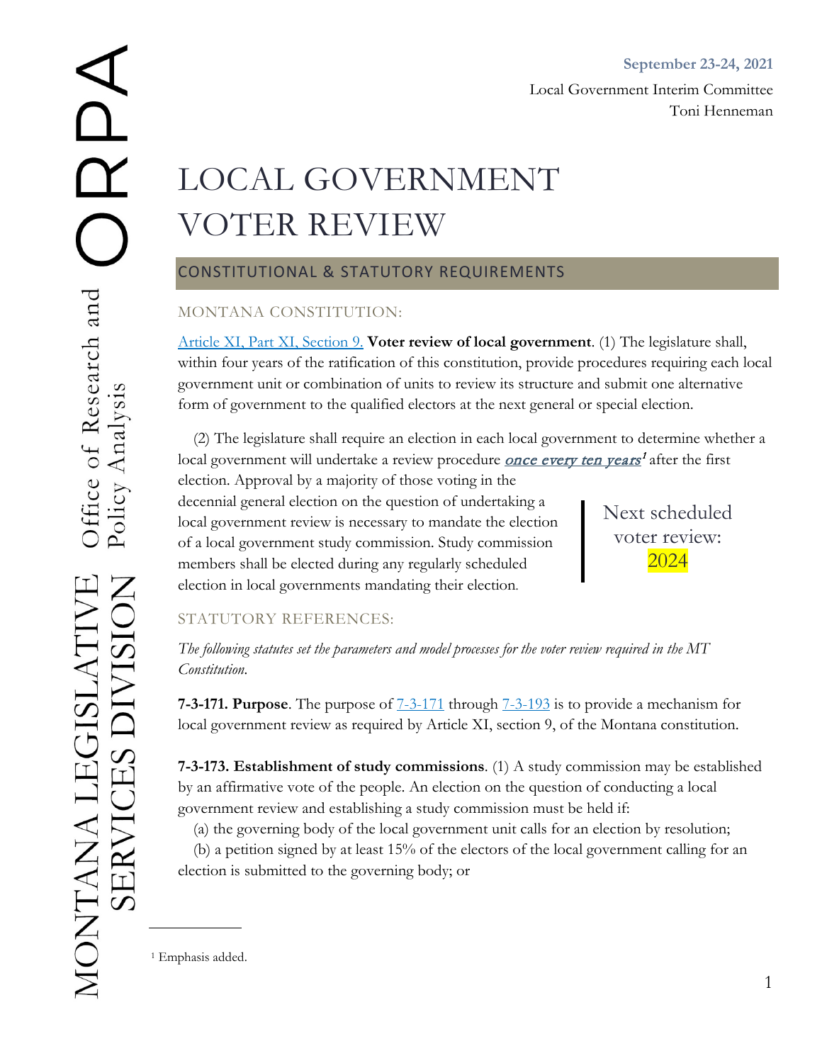September 23-24, 2021

Local Government Interim Committee
Toni Henneman

# LOCAL GOVERNMENT VOTER REVIEW

## CONSTITUTIONAL & STATUTORY REQUIREMENTS

### MONTANA CONSTITUTION:

[Article XI, Part XI, Section 9.](#) **Voter review of local government**. (1) The legislature shall, within four years of the ratification of this constitution, provide procedures requiring each local government unit or combination of units to review its structure and submit one alternative form of government to the qualified electors at the next general or special election.

(2) The legislature shall require an election in each local government to determine whether a local government will undertake a review procedure ***once every ten years***[1] after the first election. Approval by a majority of those voting in the decennial general election on the question of undertaking a local government review is necessary to mandate the election of a local government study commission. Study commission members shall be elected during any regularly scheduled election in local governments mandating their election.

> Next scheduled voter review: 2024

### STATUTORY REFERENCES:

*The following statutes set the parameters and model processes for the voter review required in the MT Constitution.*

**7-3-171. Purpose**. The purpose of 7-3-171 through 7-3-193 is to provide a mechanism for local government review as required by Article XI, section 9, of the Montana constitution.

**7-3-173. Establishment of study commissions**. (1) A study commission may be established by an affirmative vote of the people. An election on the question of conducting a local government review and establishing a study commission must be held if:

(a) the governing body of the local government unit calls for an election by resolution;

(b) a petition signed by at least 15% of the electors of the local government calling for an election is submitted to the governing body; or

---

[1] Emphasis added.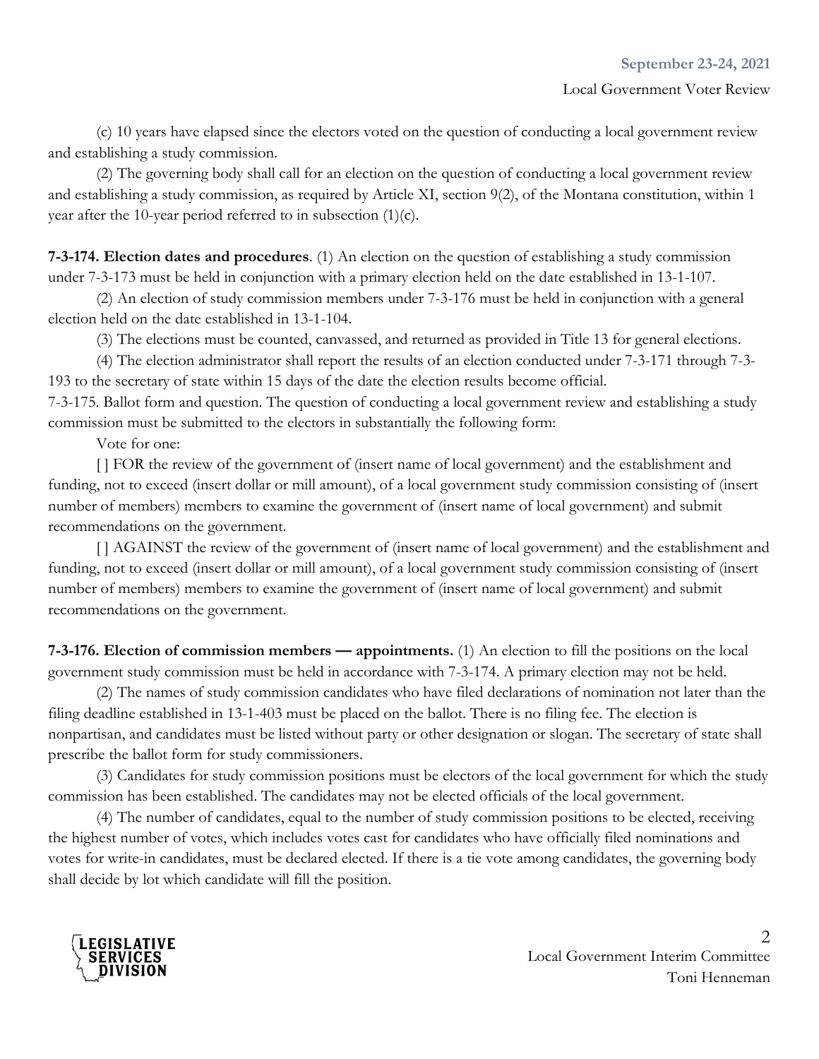(c) 10 years have elapsed since the electors voted on the question of conducting a local government review and establishing a study commission.

(2) The governing body shall call for an election on the question of conducting a local government review and establishing a study commission, as required by Article XI, section 9(2), of the Montana constitution, within 1 year after the 10-year period referred to in subsection (1)(c).

**7-3-174. Election dates and procedures**. (1) An election on the question of establishing a study commission under 7-3-173 must be held in conjunction with a primary election held on the date established in 13-1-107.

(2) An election of study commission members under 7-3-176 must be held in conjunction with a general election held on the date established in 13-1-104.

(3) The elections must be counted, canvassed, and returned as provided in Title 13 for general elections.

(4) The election administrator shall report the results of an election conducted under 7-3-171 through 7-3-193 to the secretary of state within 15 days of the date the election results become official.

7-3-175. Ballot form and question. The question of conducting a local government review and establishing a study commission must be submitted to the electors in substantially the following form:

Vote for one:

[ ] FOR the review of the government of (insert name of local government) and the establishment and funding, not to exceed (insert dollar or mill amount), of a local government study commission consisting of (insert number of members) members to examine the government of (insert name of local government) and submit recommendations on the government.

[ ] AGAINST the review of the government of (insert name of local government) and the establishment and funding, not to exceed (insert dollar or mill amount), of a local government study commission consisting of (insert number of members) members to examine the government of (insert name of local government) and submit recommendations on the government.

**7-3-176. Election of commission members — appointments.** (1) An election to fill the positions on the local government study commission must be held in accordance with 7-3-174. A primary election may not be held.

(2) The names of study commission candidates who have filed declarations of nomination not later than the filing deadline established in 13-1-403 must be placed on the ballot. There is no filing fee. The election is nonpartisan, and candidates must be listed without party or other designation or slogan. The secretary of state shall prescribe the ballot form for study commissioners.

(3) Candidates for study commission positions must be electors of the local government for which the study commission has been established. The candidates may not be elected officials of the local government.

(4) The number of candidates, equal to the number of study commission positions to be elected, receiving the highest number of votes, which includes votes cast for candidates who have officially filed nominations and votes for write-in candidates, must be declared elected. If there is a tie vote among candidates, the governing body shall decide by lot which candidate will fill the position.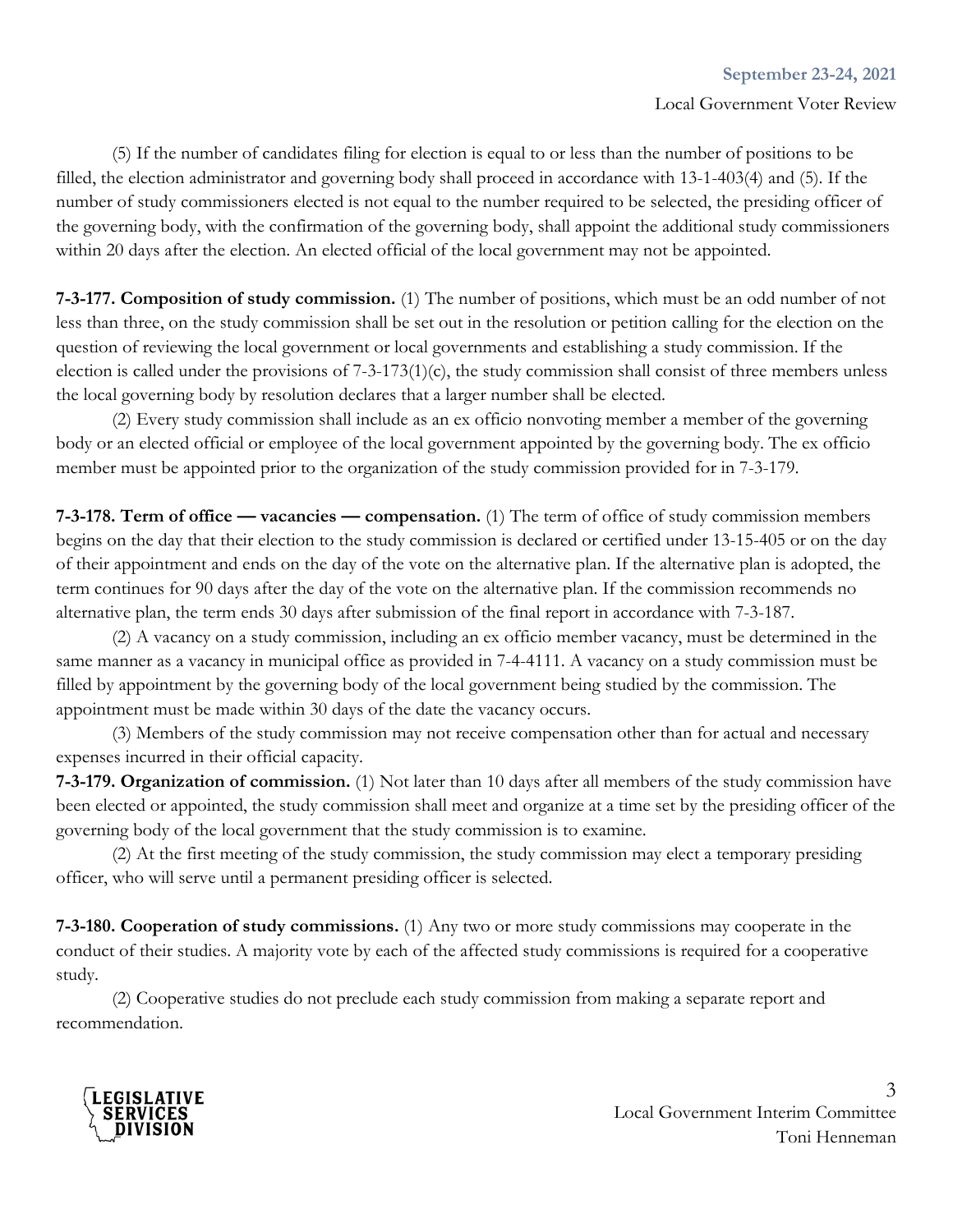(5) If the number of candidates filing for election is equal to or less than the number of positions to be filled, the election administrator and governing body shall proceed in accordance with 13-1-403(4) and (5). If the number of study commissioners elected is not equal to the number required to be selected, the presiding officer of the governing body, with the confirmation of the governing body, shall appoint the additional study commissioners within 20 days after the election. An elected official of the local government may not be appointed.

**7-3-177. Composition of study commission.** (1) The number of positions, which must be an odd number of not less than three, on the study commission shall be set out in the resolution or petition calling for the election on the question of reviewing the local government or local governments and establishing a study commission. If the election is called under the provisions of 7-3-173(1)(c), the study commission shall consist of three members unless the local governing body by resolution declares that a larger number shall be elected.

(2) Every study commission shall include as an ex officio nonvoting member a member of the governing body or an elected official or employee of the local government appointed by the governing body. The ex officio member must be appointed prior to the organization of the study commission provided for in 7-3-179.

**7-3-178. Term of office — vacancies — compensation.** (1) The term of office of study commission members begins on the day that their election to the study commission is declared or certified under 13-15-405 or on the day of their appointment and ends on the day of the vote on the alternative plan. If the alternative plan is adopted, the term continues for 90 days after the day of the vote on the alternative plan. If the commission recommends no alternative plan, the term ends 30 days after submission of the final report in accordance with 7-3-187.

(2) A vacancy on a study commission, including an ex officio member vacancy, must be determined in the same manner as a vacancy in municipal office as provided in 7-4-4111. A vacancy on a study commission must be filled by appointment by the governing body of the local government being studied by the commission. The appointment must be made within 30 days of the date the vacancy occurs.

(3) Members of the study commission may not receive compensation other than for actual and necessary expenses incurred in their official capacity.

**7-3-179. Organization of commission.** (1) Not later than 10 days after all members of the study commission have been elected or appointed, the study commission shall meet and organize at a time set by the presiding officer of the governing body of the local government that the study commission is to examine.

(2) At the first meeting of the study commission, the study commission may elect a temporary presiding officer, who will serve until a permanent presiding officer is selected.

**7-3-180. Cooperation of study commissions.** (1) Any two or more study commissions may cooperate in the conduct of their studies. A majority vote by each of the affected study commissions is required for a cooperative study.

(2) Cooperative studies do not preclude each study commission from making a separate report and recommendation.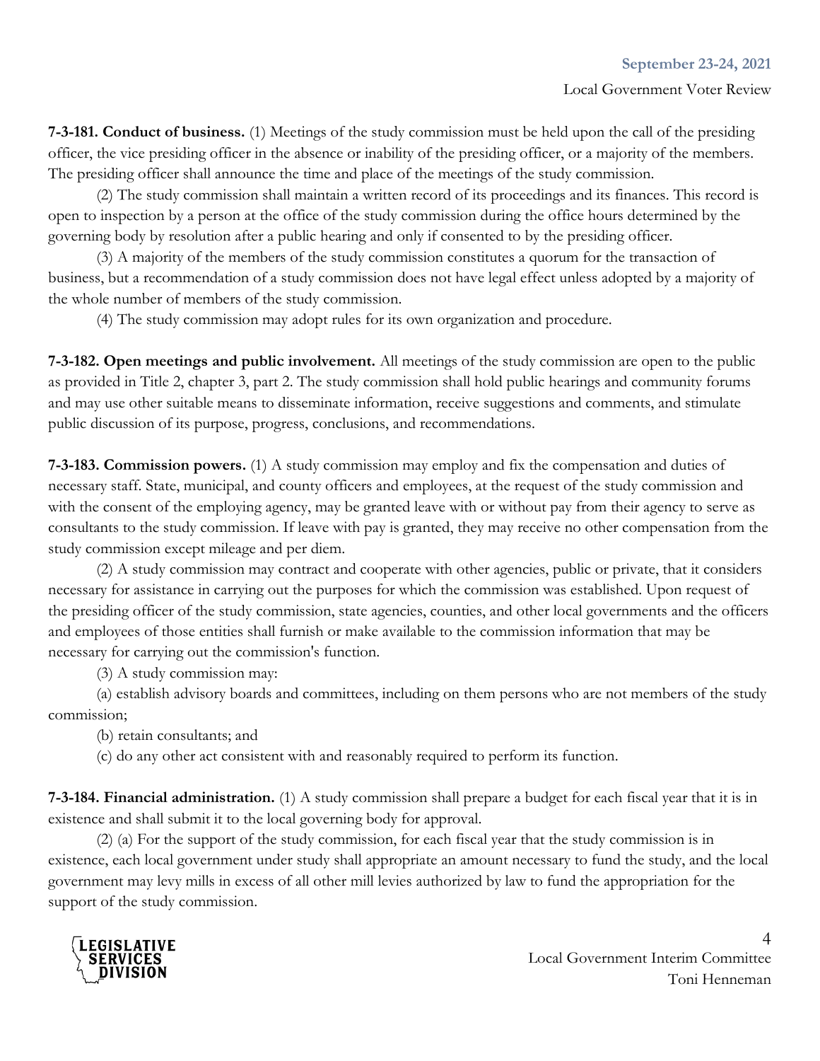**7-3-181. Conduct of business.** (1) Meetings of the study commission must be held upon the call of the presiding officer, the vice presiding officer in the absence or inability of the presiding officer, or a majority of the members. The presiding officer shall announce the time and place of the meetings of the study commission.

(2) The study commission shall maintain a written record of its proceedings and its finances. This record is open to inspection by a person at the office of the study commission during the office hours determined by the governing body by resolution after a public hearing and only if consented to by the presiding officer.

(3) A majority of the members of the study commission constitutes a quorum for the transaction of business, but a recommendation of a study commission does not have legal effect unless adopted by a majority of the whole number of members of the study commission.

(4) The study commission may adopt rules for its own organization and procedure.

**7-3-182. Open meetings and public involvement.** All meetings of the study commission are open to the public as provided in Title 2, chapter 3, part 2. The study commission shall hold public hearings and community forums and may use other suitable means to disseminate information, receive suggestions and comments, and stimulate public discussion of its purpose, progress, conclusions, and recommendations.

**7-3-183. Commission powers.** (1) A study commission may employ and fix the compensation and duties of necessary staff. State, municipal, and county officers and employees, at the request of the study commission and with the consent of the employing agency, may be granted leave with or without pay from their agency to serve as consultants to the study commission. If leave with pay is granted, they may receive no other compensation from the study commission except mileage and per diem.

(2) A study commission may contract and cooperate with other agencies, public or private, that it considers necessary for assistance in carrying out the purposes for which the commission was established. Upon request of the presiding officer of the study commission, state agencies, counties, and other local governments and the officers and employees of those entities shall furnish or make available to the commission information that may be necessary for carrying out the commission's function.

(3) A study commission may:

(a) establish advisory boards and committees, including on them persons who are not members of the study commission;

(b) retain consultants; and

(c) do any other act consistent with and reasonably required to perform its function.

**7-3-184. Financial administration.** (1) A study commission shall prepare a budget for each fiscal year that it is in existence and shall submit it to the local governing body for approval.

(2) (a) For the support of the study commission, for each fiscal year that the study commission is in existence, each local government under study shall appropriate an amount necessary to fund the study, and the local government may levy mills in excess of all other mill levies authorized by law to fund the appropriation for the support of the study commission.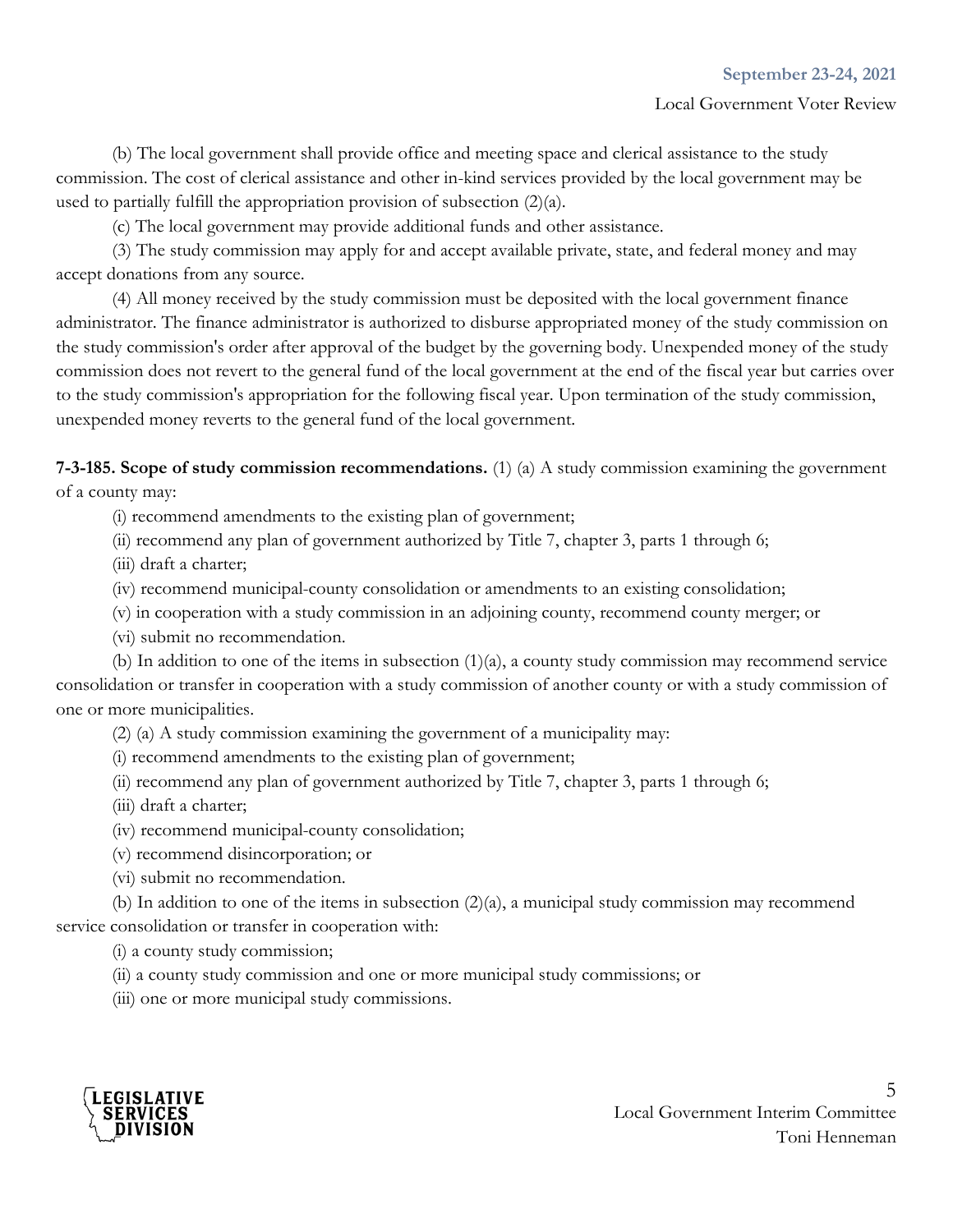(b) The local government shall provide office and meeting space and clerical assistance to the study commission. The cost of clerical assistance and other in-kind services provided by the local government may be used to partially fulfill the appropriation provision of subsection (2)(a).

(c) The local government may provide additional funds and other assistance.

(3) The study commission may apply for and accept available private, state, and federal money and may accept donations from any source.

(4) All money received by the study commission must be deposited with the local government finance administrator. The finance administrator is authorized to disburse appropriated money of the study commission on the study commission's order after approval of the budget by the governing body. Unexpended money of the study commission does not revert to the general fund of the local government at the end of the fiscal year but carries over to the study commission's appropriation for the following fiscal year. Upon termination of the study commission, unexpended money reverts to the general fund of the local government.

**7-3-185. Scope of study commission recommendations.** (1) (a) A study commission examining the government of a county may:

(i) recommend amendments to the existing plan of government;

(ii) recommend any plan of government authorized by Title 7, chapter 3, parts 1 through 6;

(iii) draft a charter;

(iv) recommend municipal-county consolidation or amendments to an existing consolidation;

(v) in cooperation with a study commission in an adjoining county, recommend county merger; or

(vi) submit no recommendation.

(b) In addition to one of the items in subsection (1)(a), a county study commission may recommend service consolidation or transfer in cooperation with a study commission of another county or with a study commission of one or more municipalities.

(2) (a) A study commission examining the government of a municipality may:

(i) recommend amendments to the existing plan of government;

(ii) recommend any plan of government authorized by Title 7, chapter 3, parts 1 through 6;

(iii) draft a charter;

(iv) recommend municipal-county consolidation;

(v) recommend disincorporation; or

(vi) submit no recommendation.

(b) In addition to one of the items in subsection (2)(a), a municipal study commission may recommend service consolidation or transfer in cooperation with:

(i) a county study commission;

(ii) a county study commission and one or more municipal study commissions; or

(iii) one or more municipal study commissions.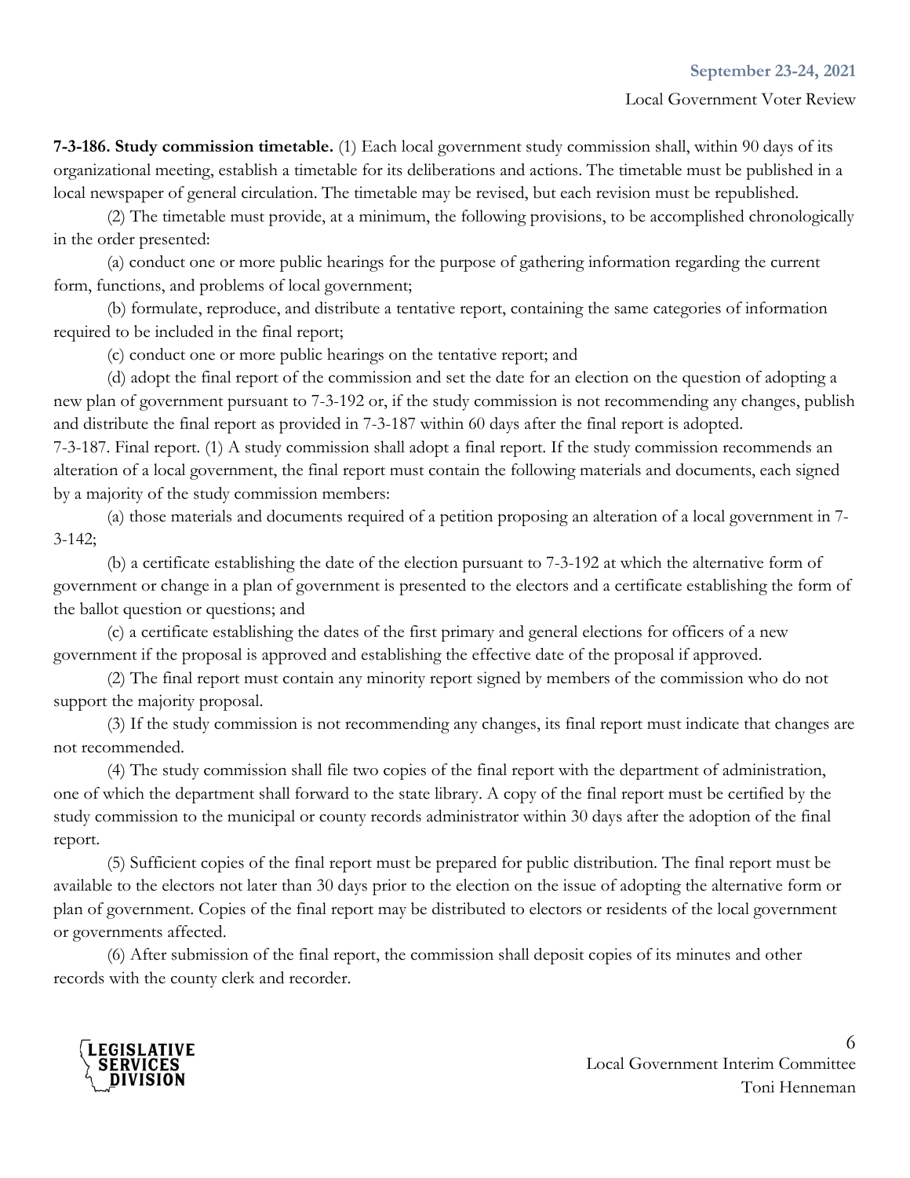**7-3-186. Study commission timetable.** (1) Each local government study commission shall, within 90 days of its organizational meeting, establish a timetable for its deliberations and actions. The timetable must be published in a local newspaper of general circulation. The timetable may be revised, but each revision must be republished.

(2) The timetable must provide, at a minimum, the following provisions, to be accomplished chronologically in the order presented:

(a) conduct one or more public hearings for the purpose of gathering information regarding the current form, functions, and problems of local government;

(b) formulate, reproduce, and distribute a tentative report, containing the same categories of information required to be included in the final report;

(c) conduct one or more public hearings on the tentative report; and

(d) adopt the final report of the commission and set the date for an election on the question of adopting a new plan of government pursuant to 7-3-192 or, if the study commission is not recommending any changes, publish and distribute the final report as provided in 7-3-187 within 60 days after the final report is adopted.

7-3-187. Final report. (1) A study commission shall adopt a final report. If the study commission recommends an alteration of a local government, the final report must contain the following materials and documents, each signed by a majority of the study commission members:

(a) those materials and documents required of a petition proposing an alteration of a local government in 7-3-142;

(b) a certificate establishing the date of the election pursuant to 7-3-192 at which the alternative form of government or change in a plan of government is presented to the electors and a certificate establishing the form of the ballot question or questions; and

(c) a certificate establishing the dates of the first primary and general elections for officers of a new government if the proposal is approved and establishing the effective date of the proposal if approved.

(2) The final report must contain any minority report signed by members of the commission who do not support the majority proposal.

(3) If the study commission is not recommending any changes, its final report must indicate that changes are not recommended.

(4) The study commission shall file two copies of the final report with the department of administration, one of which the department shall forward to the state library. A copy of the final report must be certified by the study commission to the municipal or county records administrator within 30 days after the adoption of the final report.

(5) Sufficient copies of the final report must be prepared for public distribution. The final report must be available to the electors not later than 30 days prior to the election on the issue of adopting the alternative form or plan of government. Copies of the final report may be distributed to electors or residents of the local government or governments affected.

(6) After submission of the final report, the commission shall deposit copies of its minutes and other records with the county clerk and recorder.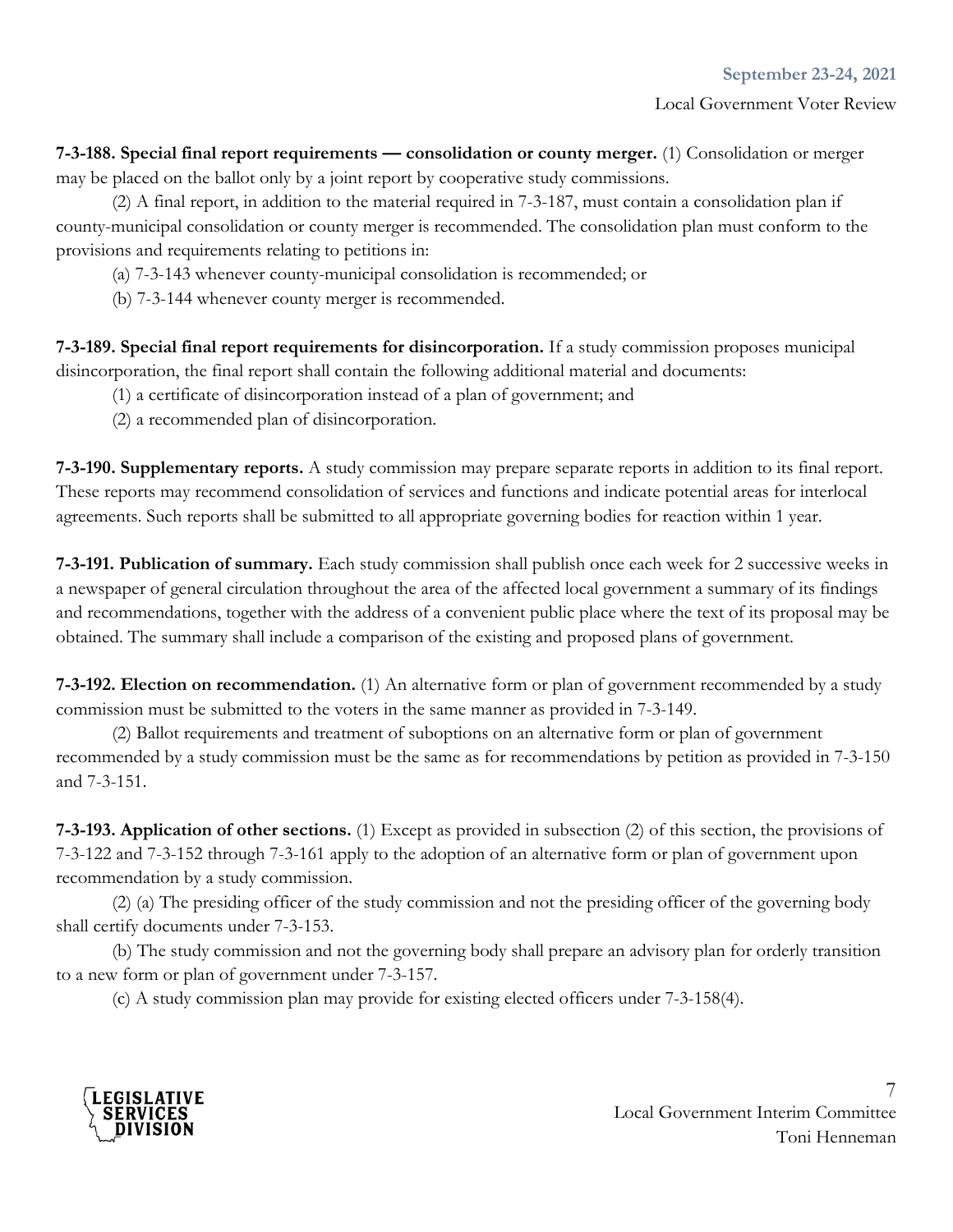**7-3-188. Special final report requirements — consolidation or county merger.** (1) Consolidation or merger may be placed on the ballot only by a joint report by cooperative study commissions.

(2) A final report, in addition to the material required in 7-3-187, must contain a consolidation plan if county-municipal consolidation or county merger is recommended. The consolidation plan must conform to the provisions and requirements relating to petitions in:

(a) 7-3-143 whenever county-municipal consolidation is recommended; or

(b) 7-3-144 whenever county merger is recommended.

**7-3-189. Special final report requirements for disincorporation.** If a study commission proposes municipal disincorporation, the final report shall contain the following additional material and documents:

(1) a certificate of disincorporation instead of a plan of government; and

(2) a recommended plan of disincorporation.

**7-3-190. Supplementary reports.** A study commission may prepare separate reports in addition to its final report. These reports may recommend consolidation of services and functions and indicate potential areas for interlocal agreements. Such reports shall be submitted to all appropriate governing bodies for reaction within 1 year.

**7-3-191. Publication of summary.** Each study commission shall publish once each week for 2 successive weeks in a newspaper of general circulation throughout the area of the affected local government a summary of its findings and recommendations, together with the address of a convenient public place where the text of its proposal may be obtained. The summary shall include a comparison of the existing and proposed plans of government.

**7-3-192. Election on recommendation.** (1) An alternative form or plan of government recommended by a study commission must be submitted to the voters in the same manner as provided in 7-3-149.

(2) Ballot requirements and treatment of suboptions on an alternative form or plan of government recommended by a study commission must be the same as for recommendations by petition as provided in 7-3-150 and 7-3-151.

**7-3-193. Application of other sections.** (1) Except as provided in subsection (2) of this section, the provisions of 7-3-122 and 7-3-152 through 7-3-161 apply to the adoption of an alternative form or plan of government upon recommendation by a study commission.

(2) (a) The presiding officer of the study commission and not the presiding officer of the governing body shall certify documents under 7-3-153.

(b) The study commission and not the governing body shall prepare an advisory plan for orderly transition to a new form or plan of government under 7-3-157.

(c) A study commission plan may provide for existing elected officers under 7-3-158(4).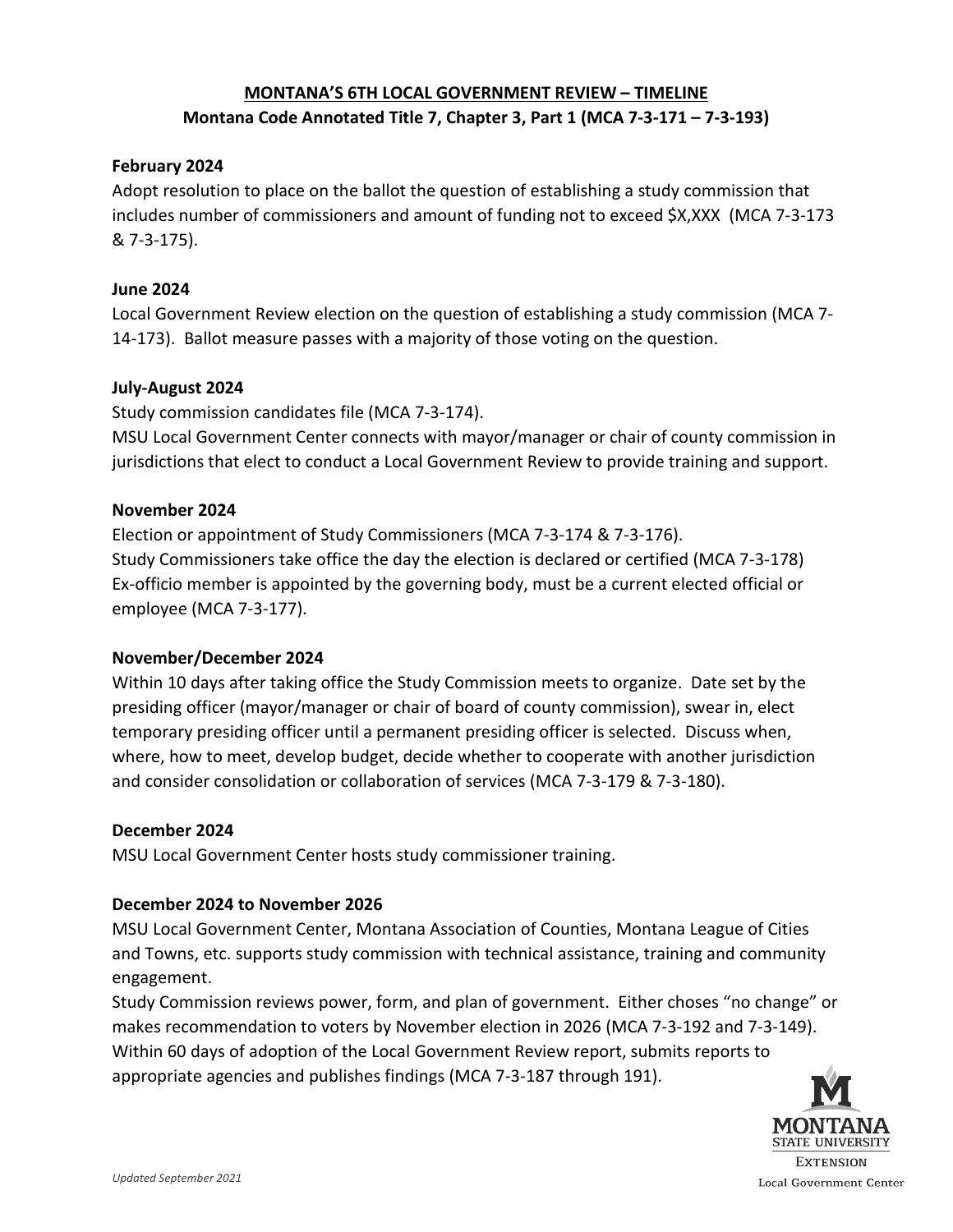**MONTANA'S 6TH LOCAL GOVERNMENT REVIEW – TIMELINE**

**Montana Code Annotated Title 7, Chapter 3, Part 1 (MCA 7-3-171 – 7-3-193)**

**February 2024**

Adopt resolution to place on the ballot the question of establishing a study commission that includes number of commissioners and amount of funding not to exceed $X,XXX (MCA 7-3-173 & 7-3-175).

**June 2024**

Local Government Review election on the question of establishing a study commission (MCA 7-14-173). Ballot measure passes with a majority of those voting on the question.

**July-August 2024**

Study commission candidates file (MCA 7-3-174).

MSU Local Government Center connects with mayor/manager or chair of county commission in jurisdictions that elect to conduct a Local Government Review to provide training and support.

**November 2024**

Election or appointment of Study Commissioners (MCA 7-3-174 & 7-3-176).

Study Commissioners take office the day the election is declared or certified (MCA 7-3-178)

Ex-officio member is appointed by the governing body, must be a current elected official or employee (MCA 7-3-177).

**November/December 2024**

Within 10 days after taking office the Study Commission meets to organize. Date set by the presiding officer (mayor/manager or chair of board of county commission), swear in, elect temporary presiding officer until a permanent presiding officer is selected. Discuss when, where, how to meet, develop budget, decide whether to cooperate with another jurisdiction and consider consolidation or collaboration of services (MCA 7-3-179 & 7-3-180).

**December 2024**

MSU Local Government Center hosts study commissioner training.

**December 2024 to November 2026**

MSU Local Government Center, Montana Association of Counties, Montana League of Cities and Towns, etc. supports study commission with technical assistance, training and community engagement.

Study Commission reviews power, form, and plan of government. Either choses "no change" or makes recommendation to voters by November election in 2026 (MCA 7-3-192 and 7-3-149).

Within 60 days of adoption of the Local Government Review report, submits reports to appropriate agencies and publishes findings (MCA 7-3-187 through 191).

*Updated September 2021*

MONTANA STATE UNIVERSITY EXTENSION
Local Government Center